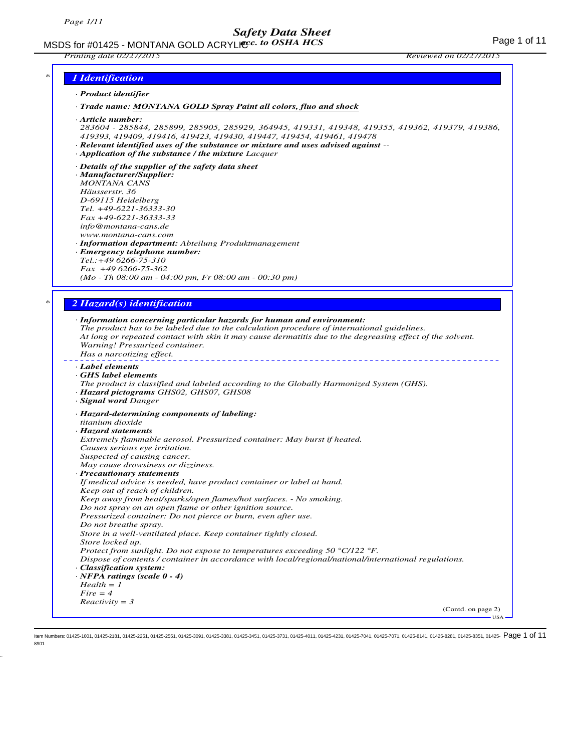# Safety Data Sheet

acc. to OSHA HCS

MSDS for #01425 - MONTANA GOLD ACRYLIC

Printing date 02/27/2015 Reviewed on 02/27/2015

## 1 Identification

· **Product identifier**

· **Trade name: MONTANA GOLD Spray Paint all colors, fluo and shock**

· **Article number:**
283604 - 285844, 285899, 285905, 285929, 364945, 419331, 419348, 419355, 419362, 419379, 419386, 419393, 419409, 419416, 419423, 419430, 419447, 419454, 419461, 419478

· **Relevant identified uses of the substance or mixture and uses advised against** --

· **Application of the substance / the mixture** Lacquer

· **Details of the supplier of the safety data sheet**

· **Manufacturer/Supplier:**
MONTANA CANS
Häusserstr. 36
D-69115 Heidelberg
Tel. +49-6221-36333-30
Fax +49-6221-36333-33
info@montana-cans.de
www.montana-cans.com

· **Information department:** Abteilung Produktmanagement

· **Emergency telephone number:**
Tel.:+49 6266-75-310
Fax +49 6266-75-362
(Mo - Th 08:00 am - 04:00 pm, Fr 08:00 am - 00:30 pm)

## 2 Hazard(s) identification

· **Information concerning particular hazards for human and environment:**
The product has to be labeled due to the calculation procedure of international guidelines.
At long or repeated contact with skin it may cause dermatitis due to the degreasing effect of the solvent.
Warning! Pressurized container.
Has a narcotizing effect.

· **Label elements**

· **GHS label elements**
The product is classified and labeled according to the Globally Harmonized System (GHS).

· **Hazard pictograms** GHS02, GHS07, GHS08

· **Signal word** Danger

· **Hazard-determining components of labeling:**
titanium dioxide

· **Hazard statements**
Extremely flammable aerosol. Pressurized container: May burst if heated.
Causes serious eye irritation.
Suspected of causing cancer.
May cause drowsiness or dizziness.

· **Precautionary statements**
If medical advice is needed, have product container or label at hand.
Keep out of reach of children.
Keep away from heat/sparks/open flames/hot surfaces. - No smoking.
Do not spray on an open flame or other ignition source.
Pressurized container: Do not pierce or burn, even after use.
Do not breathe spray.
Store in a well-ventilated place. Keep container tightly closed.
Store locked up.
Protect from sunlight. Do not expose to temperatures exceeding 50 °C/122 °F.
Dispose of contents / container in accordance with local/regional/national/international regulations.

· **Classification system:**

· **NFPA ratings (scale 0 - 4)**
Health = 1
Fire = 4
Reactivity = 3

(Contd. on page 2)

Item Numbers: 01425-1001, 01425-2181, 01425-2251, 01425-2551, 01425-3091, 01425-3381, 01425-3451, 01425-3731, 01425-4011, 01425-4231, 01425-7041, 01425-7071, 01425-8141, 01425-8281, 01425-8351, 01425-8901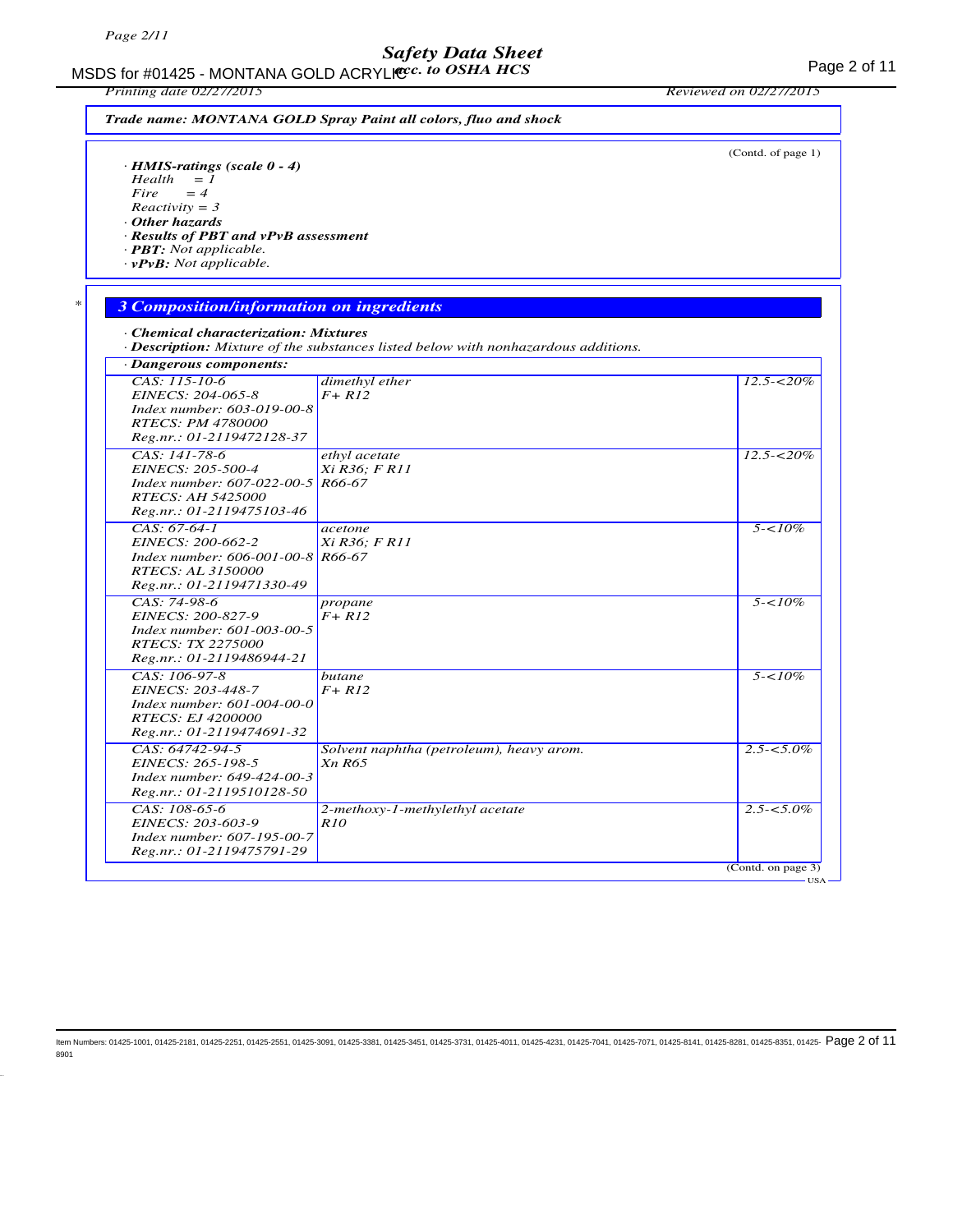**Trade name: MONTANA GOLD Spray Paint all colors, fluo and shock**

(Contd. of page 1)

· **HMIS-ratings (scale 0 - 4)**
Health = 1
Fire = 4
Reactivity = 3

· **Other hazards**

· **Results of PBT and vPvB assessment**

· **PBT:** Not applicable.

· **vPvB:** Not applicable.

## 3 Composition/information on ingredients

· **Chemical characterization: Mixtures**

· **Description:** Mixture of the substances listed below with nonhazardous additions.

· **Dangerous components:**

| Identifiers | Substance / Classification | Concentration |
|---|---|---|
| CAS: 115-10-6<br>EINECS: 204-065-8<br>Index number: 603-019-00-8<br>RTECS: PM 4780000<br>Reg.nr.: 01-2119472128-37 | dimethyl ether<br>F+ R12 | 12.5-<20% |
| CAS: 141-78-6<br>EINECS: 205-500-4<br>Index number: 607-022-00-5<br>RTECS: AH 5425000<br>Reg.nr.: 01-2119475103-46 | ethyl acetate<br>Xi R36; F R11<br>R66-67 | 12.5-<20% |
| CAS: 67-64-1<br>EINECS: 200-662-2<br>Index number: 606-001-00-8<br>RTECS: AL 3150000<br>Reg.nr.: 01-2119471330-49 | acetone<br>Xi R36; F R11<br>R66-67 | 5-<10% |
| CAS: 74-98-6<br>EINECS: 200-827-9<br>Index number: 601-003-00-5<br>RTECS: TX 2275000<br>Reg.nr.: 01-2119486944-21 | propane<br>F+ R12 | 5-<10% |
| CAS: 106-97-8<br>EINECS: 203-448-7<br>Index number: 601-004-00-0<br>RTECS: EJ 4200000<br>Reg.nr.: 01-2119474691-32 | butane<br>F+ R12 | 5-<10% |
| CAS: 64742-94-5<br>EINECS: 265-198-5<br>Index number: 649-424-00-3<br>Reg.nr.: 01-2119510128-50 | Solvent naphtha (petroleum), heavy arom.<br>Xn R65 | 2.5-<5.0% |
| CAS: 108-65-6<br>EINECS: 203-603-9<br>Index number: 607-195-00-7<br>Reg.nr.: 01-2119475791-29 | 2-methoxy-1-methylethyl acetate<br>R10 | 2.5-<5.0% |

(Contd. on page 3)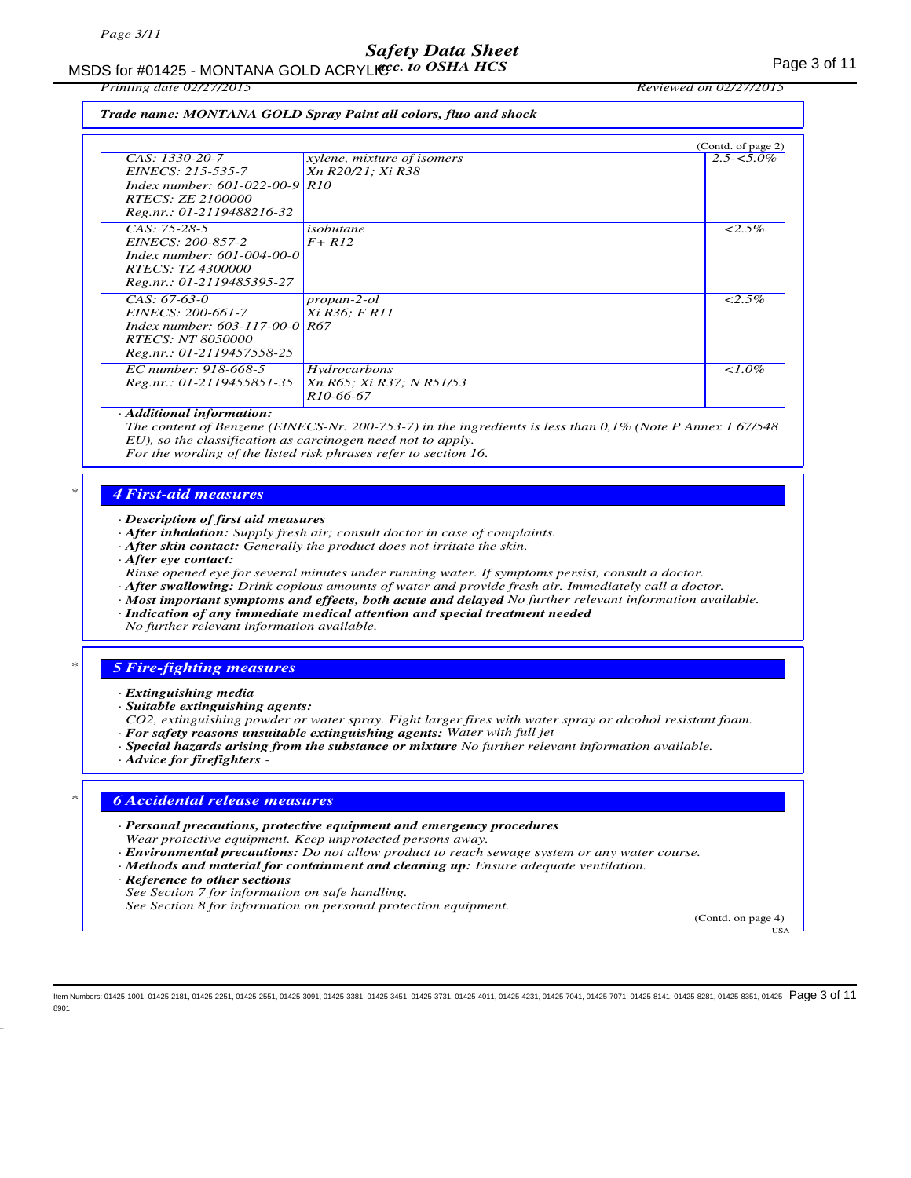Trade name: MONTANA GOLD Spray Paint all colors, fluo and shock

(Contd. of page 2)

| | | |
|---|---|---|
| CAS: 1330-20-7<br>EINECS: 215-535-7<br>Index number: 601-022-00-9<br>RTECS: ZE 2100000<br>Reg.nr.: 01-2119488216-32 | xylene, mixture of isomers<br>Xn R20/21; Xi R38<br>R10 | 2.5-<5.0% |
| CAS: 75-28-5<br>EINECS: 200-857-2<br>Index number: 601-004-00-0<br>RTECS: TZ 4300000<br>Reg.nr.: 01-2119485395-27 | isobutane<br>F+ R12 | <2.5% |
| CAS: 67-63-0<br>EINECS: 200-661-7<br>Index number: 603-117-00-0<br>RTECS: NT 8050000<br>Reg.nr.: 01-2119457558-25 | propan-2-ol<br>Xi R36; F R11<br>R67 | <2.5% |
| EC number: 918-668-5<br>Reg.nr.: 01-2119455851-35 | Hydrocarbons<br>Xn R65; Xi R37; N R51/53<br>R10-66-67 | <1.0% |

· **Additional information:**
The content of Benzene (EINECS-Nr. 200-753-7) in the ingredients is less than 0,1% (Note P Annex 1 67/548 EU), so the classification as carcinogen need not to apply.
For the wording of the listed risk phrases refer to section 16.

## 4 First-aid measures

· **Description of first aid measures**
· **After inhalation:** Supply fresh air; consult doctor in case of complaints.
· **After skin contact:** Generally the product does not irritate the skin.
· **After eye contact:**
Rinse opened eye for several minutes under running water. If symptoms persist, consult a doctor.
· **After swallowing:** Drink copious amounts of water and provide fresh air. Immediately call a doctor.
· **Most important symptoms and effects, both acute and delayed** No further relevant information available.
· **Indication of any immediate medical attention and special treatment needed**
No further relevant information available.

## 5 Fire-fighting measures

· **Extinguishing media**
· **Suitable extinguishing agents:**
$CO_2$, extinguishing powder or water spray. Fight larger fires with water spray or alcohol resistant foam.
· **For safety reasons unsuitable extinguishing agents:** Water with full jet
· **Special hazards arising from the substance or mixture** No further relevant information available.
· **Advice for firefighters** -

## 6 Accidental release measures

· **Personal precautions, protective equipment and emergency procedures**
Wear protective equipment. Keep unprotected persons away.
· **Environmental precautions:** Do not allow product to reach sewage system or any water course.
· **Methods and material for containment and cleaning up:** Ensure adequate ventilation.
· **Reference to other sections**
See Section 7 for information on safe handling.
See Section 8 for information on personal protection equipment.

(Contd. on page 4)

Item Numbers: 01425-1001, 01425-2181, 01425-2251, 01425-2551, 01425-3091, 01425-3381, 01425-3451, 01425-3731, 01425-4011, 01425-4231, 01425-7041, 01425-7071, 01425-8141, 01425-8281, 01425-8351, 01425-8901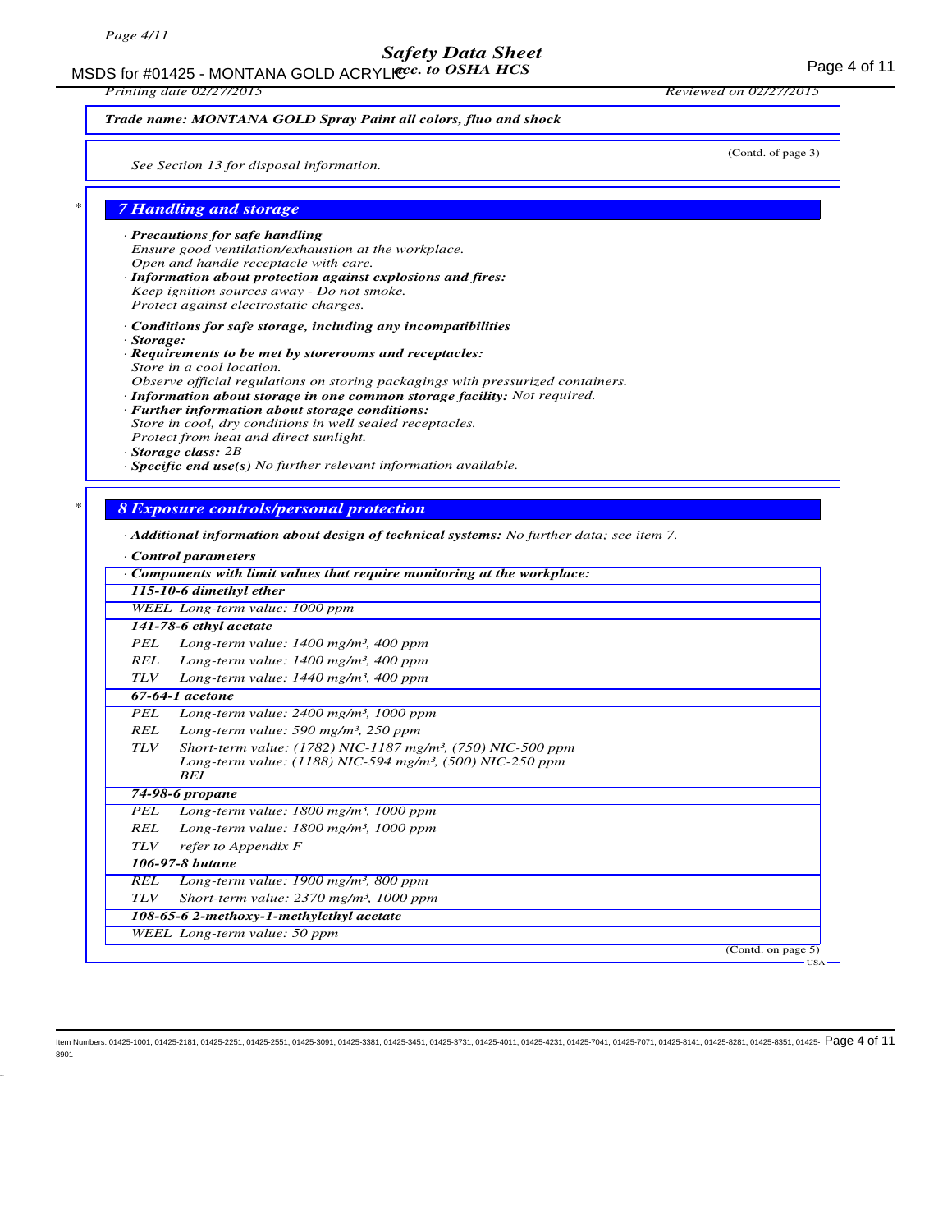*Trade name:* ***MONTANA GOLD Spray Paint all colors, fluo and shock***

(Contd. of page 3)

*See Section 13 for disposal information.*

## *7 Handling and storage*

· ***Precautions for safe handling***
*Ensure good ventilation/exhaustion at the workplace.*
*Open and handle receptacle with care.*
· ***Information about protection against explosions and fires:***
*Keep ignition sources away - Do not smoke.*
*Protect against electrostatic charges.*

· ***Conditions for safe storage, including any incompatibilities***
· ***Storage:***
· ***Requirements to be met by storerooms and receptacles:***
*Store in a cool location.*
*Observe official regulations on storing packagings with pressurized containers.*
· ***Information about storage in one common storage facility:*** *Not required.*
· ***Further information about storage conditions:***
*Store in cool, dry conditions in well sealed receptacles.*
*Protect from heat and direct sunlight.*
· ***Storage class:*** *2B*
· ***Specific end use(s)*** *No further relevant information available.*

## *8 Exposure controls/personal protection*

· ***Additional information about design of technical systems:*** *No further data; see item 7.*

· ***Control parameters***

| · **Components with limit values that require monitoring at the workplace:** | |
|---|---|
| **115-10-6 dimethyl ether** | |
| WEEL | Long-term value: 1000 ppm |
| **141-78-6 ethyl acetate** | |
| PEL | Long-term value: 1400 mg/m³, 400 ppm |
| REL | Long-term value: 1400 mg/m³, 400 ppm |
| TLV | Long-term value: 1440 mg/m³, 400 ppm |
| **67-64-1 acetone** | |
| PEL | Long-term value: 2400 mg/m³, 1000 ppm |
| REL | Long-term value: 590 mg/m³, 250 ppm |
| TLV | Short-term value: (1782) NIC-1187 mg/m³, (750) NIC-500 ppm<br>Long-term value: (1188) NIC-594 mg/m³, (500) NIC-250 ppm<br>BEI |
| **74-98-6 propane** | |
| PEL | Long-term value: 1800 mg/m³, 1000 ppm |
| REL | Long-term value: 1800 mg/m³, 1000 ppm |
| TLV | refer to Appendix F |
| **106-97-8 butane** | |
| REL | Long-term value: 1900 mg/m³, 800 ppm |
| TLV | Short-term value: 2370 mg/m³, 1000 ppm |
| **108-65-6 2-methoxy-1-methylethyl acetate** | |
| WEEL | Long-term value: 50 ppm |

(Contd. on page 5)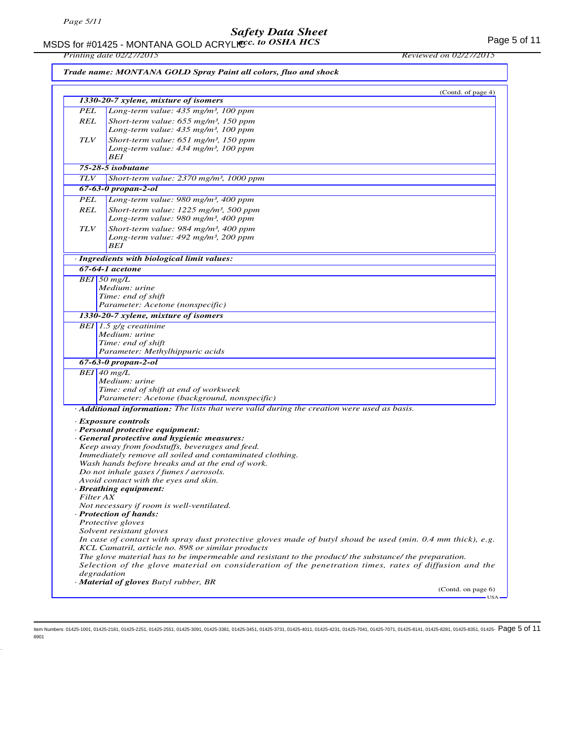*Trade name: MONTANA GOLD Spray Paint all colors, fluo and shock*

(Contd. of page 4)

| **1330-20-7 xylene, mixture of isomers** | |
|---|---|
| PEL | Long-term value: 435 mg/m³, 100 ppm |
| REL | Short-term value: 655 mg/m³, 150 ppm<br>Long-term value: 435 mg/m³, 100 ppm |
| TLV | Short-term value: 651 mg/m³, 150 ppm<br>Long-term value: 434 mg/m³, 100 ppm<br>BEI |
| **75-28-5 isobutane** | |
| TLV | Short-term value: 2370 mg/m³, 1000 ppm |
| **67-63-0 propan-2-ol** | |
| PEL | Long-term value: 980 mg/m³, 400 ppm |
| REL | Short-term value: 1225 mg/m³, 500 ppm<br>Long-term value: 980 mg/m³, 400 ppm |
| TLV | Short-term value: 984 mg/m³, 400 ppm<br>Long-term value: 492 mg/m³, 200 ppm<br>BEI |

· ***Ingredients with biological limit values:***

| **67-64-1 acetone** | |
|---|---|
| BEI | 50 mg/L<br>Medium: urine<br>Time: end of shift<br>Parameter: Acetone (nonspecific) |
| **1330-20-7 xylene, mixture of isomers** | |
| BEI | 1.5 g/g creatinine<br>Medium: urine<br>Time: end of shift<br>Parameter: Methylhippuric acids |
| **67-63-0 propan-2-ol** | |
| BEI | 40 mg/L<br>Medium: urine<br>Time: end of shift at end of workweek<br>Parameter: Acetone (background, nonspecific) |

· ***Additional information:*** *The lists that were valid during the creation were used as basis.*

· ***Exposure controls***

· ***Personal protective equipment:***

· ***General protective and hygienic measures:***

*Keep away from foodstuffs, beverages and feed.*
*Immediately remove all soiled and contaminated clothing.*
*Wash hands before breaks and at the end of work.*
*Do not inhale gases / fumes / aerosols.*
*Avoid contact with the eyes and skin.*

· ***Breathing equipment:***

*Filter AX*
*Not necessary if room is well-ventilated.*

· ***Protection of hands:***

*Protective gloves*
*Solvent resistant gloves*
*In case of contact with spray dust protective gloves made of butyl shoud be used (min. 0.4 mm thick), e.g. KCL Camatril, article no. 898 or similar products*
*The glove material has to be impermeable and resistant to the product/ the substance/ the preparation.*
*Selection of the glove material on consideration of the penetration times, rates of diffusion and the degradation*

· ***Material of gloves*** *Butyl rubber, BR*

(Contd. on page 6)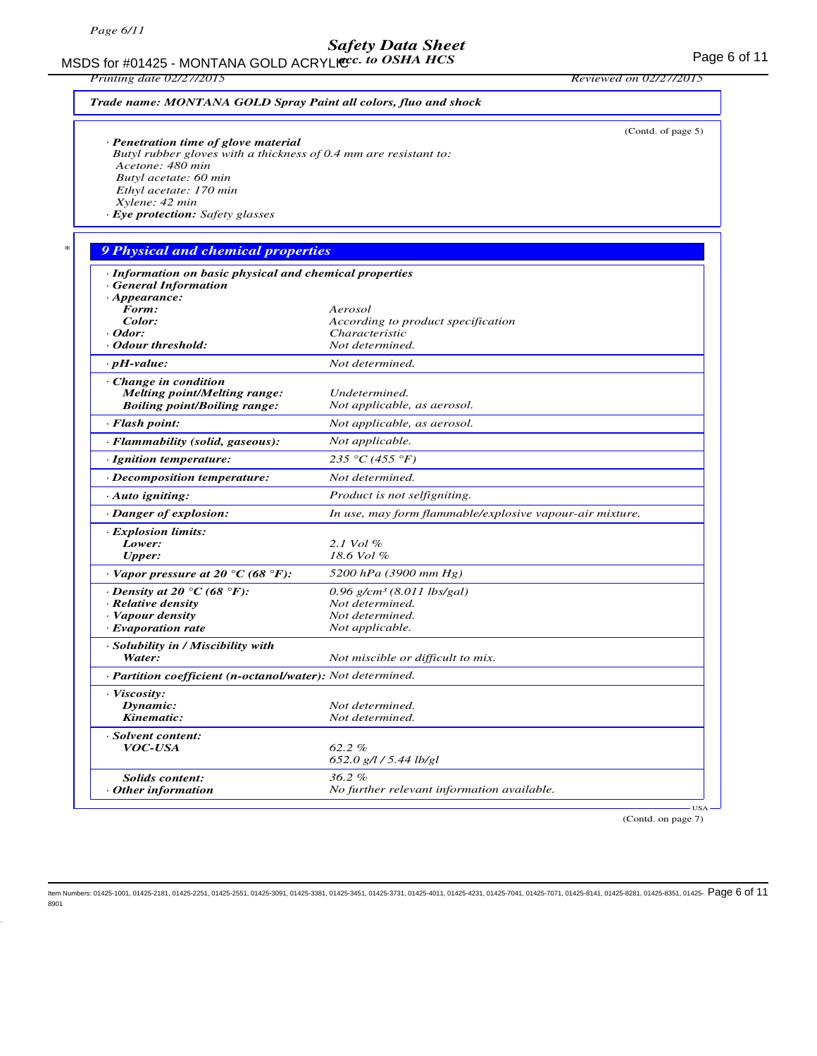**Trade name: MONTANA GOLD Spray Paint all colors, fluo and shock**

(Contd. of page 5)

· **Penetration time of glove material**
Butyl rubber gloves with a thickness of 0.4 mm are resistant to:
Acetone: 480 min
Butyl acetate: 60 min
Ethyl acetate: 170 min
Xylene: 42 min
· **Eye protection:** Safety glasses

## 9 Physical and chemical properties

| · **Information on basic physical and chemical properties** | |
|---|---|
| · **General Information** | |
| · **Appearance:** | |
| **Form:** | Aerosol |
| **Color:** | According to product specification |
| · **Odor:** | Characteristic |
| · **Odour threshold:** | Not determined. |
| · **pH-value:** | Not determined. |
| · **Change in condition** | |
| **Melting point/Melting range:** | Undetermined. |
| **Boiling point/Boiling range:** | Not applicable, as aerosol. |
| · **Flash point:** | Not applicable, as aerosol. |
| · **Flammability (solid, gaseous):** | Not applicable. |
| · **Ignition temperature:** | 235 °C (455 °F) |
| · **Decomposition temperature:** | Not determined. |
| · **Auto igniting:** | Product is not selfigniting. |
| · **Danger of explosion:** | In use, may form flammable/explosive vapour-air mixture. |
| · **Explosion limits:** | |
| **Lower:** | 2.1 Vol % |
| **Upper:** | 18.6 Vol % |
| · **Vapor pressure at 20 °C (68 °F):** | 5200 hPa (3900 mm Hg) |
| · **Density at 20 °C (68 °F):** | 0.96 g/cm³ (8.011 lbs/gal) |
| · **Relative density** | Not determined. |
| · **Vapour density** | Not determined. |
| · **Evaporation rate** | Not applicable. |
| · **Solubility in / Miscibility with** | |
| **Water:** | Not miscible or difficult to mix. |
| · **Partition coefficient (n-octanol/water):** | Not determined. |
| · **Viscosity:** | |
| **Dynamic:** | Not determined. |
| **Kinematic:** | Not determined. |
| · **Solvent content:** | |
| **VOC-USA** | 62.2 % |
| | 652.0 g/l / 5.44 lb/gl |
| **Solids content:** | 36.2 % |
| · **Other information** | No further relevant information available. |

USA

(Contd. on page 7)

Item Numbers: 01425-1001, 01425-2181, 01425-2251, 01425-2551, 01425-3091, 01425-3381, 01425-3451, 01425-3731, 01425-4011, 01425-4231, 01425-7041, 01425-7071, 01425-8141, 01425-8281, 01425-8351, 01425-8901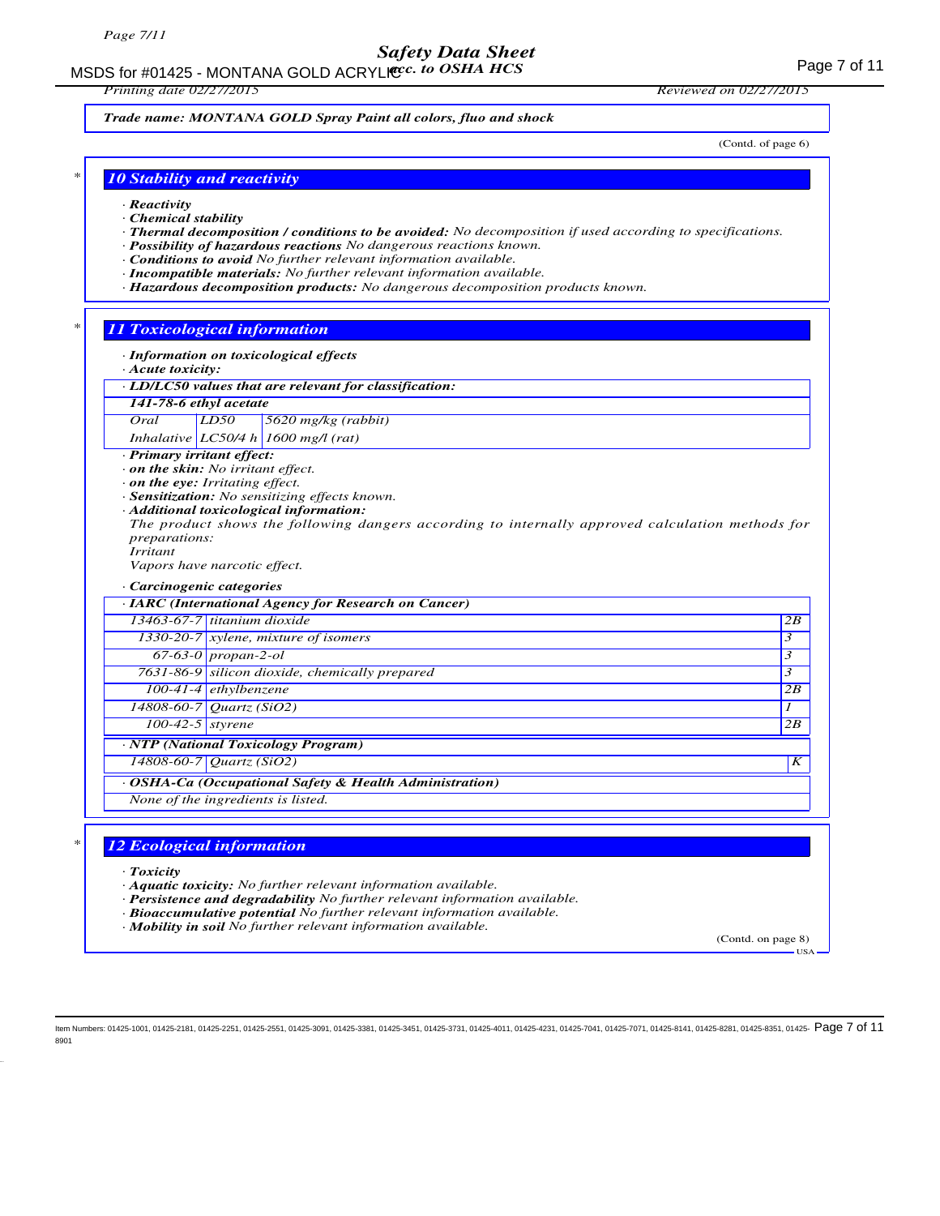*Trade name:* ***MONTANA GOLD Spray Paint all colors, fluo and shock***

(Contd. of page 6)

## 10 Stability and reactivity

· ***Reactivity***
· ***Chemical stability***
· ***Thermal decomposition / conditions to be avoided:*** *No decomposition if used according to specifications.*
· ***Possibility of hazardous reactions*** *No dangerous reactions known.*
· ***Conditions to avoid*** *No further relevant information available.*
· ***Incompatible materials:*** *No further relevant information available.*
· ***Hazardous decomposition products:*** *No dangerous decomposition products known.*

## 11 Toxicological information

· ***Information on toxicological effects***
· ***Acute toxicity:***

| · LD/LC50 values that are relevant for classification: | | |
|---|---|---|
| **141-78-6 ethyl acetate** | | |
| Oral | LD50 | 5620 mg/kg (rabbit) |
| Inhalative | LC50/4 h | 1600 mg/l (rat) |

· ***Primary irritant effect:***
· ***on the skin:*** *No irritant effect.*
· ***on the eye:*** *Irritating effect.*
· ***Sensitization:*** *No sensitizing effects known.*
· ***Additional toxicological information:***
*The product shows the following dangers according to internally approved calculation methods for preparations:*
*Irritant*
*Vapors have narcotic effect.*

· ***Carcinogenic categories***

| · IARC (International Agency for Research on Cancer) | | |
|---|---|---|
| 13463-67-7 | titanium dioxide | 2B |
| 1330-20-7 | xylene, mixture of isomers | 3 |
| 67-63-0 | propan-2-ol | 3 |
| 7631-86-9 | silicon dioxide, chemically prepared | 3 |
| 100-41-4 | ethylbenzene | 2B |
| 14808-60-7 | Quartz (SiO2) | 1 |
| 100-42-5 | styrene | 2B |
| **· NTP (National Toxicology Program)** | | |
| 14808-60-7 | Quartz (SiO2) | K |
| **· OSHA-Ca (Occupational Safety & Health Administration)** | | |
| None of the ingredients is listed. | | |

## 12 Ecological information

· ***Toxicity***
· ***Aquatic toxicity:*** *No further relevant information available.*
· ***Persistence and degradability*** *No further relevant information available.*
· ***Bioaccumulative potential*** *No further relevant information available.*
· ***Mobility in soil*** *No further relevant information available.*

(Contd. on page 8)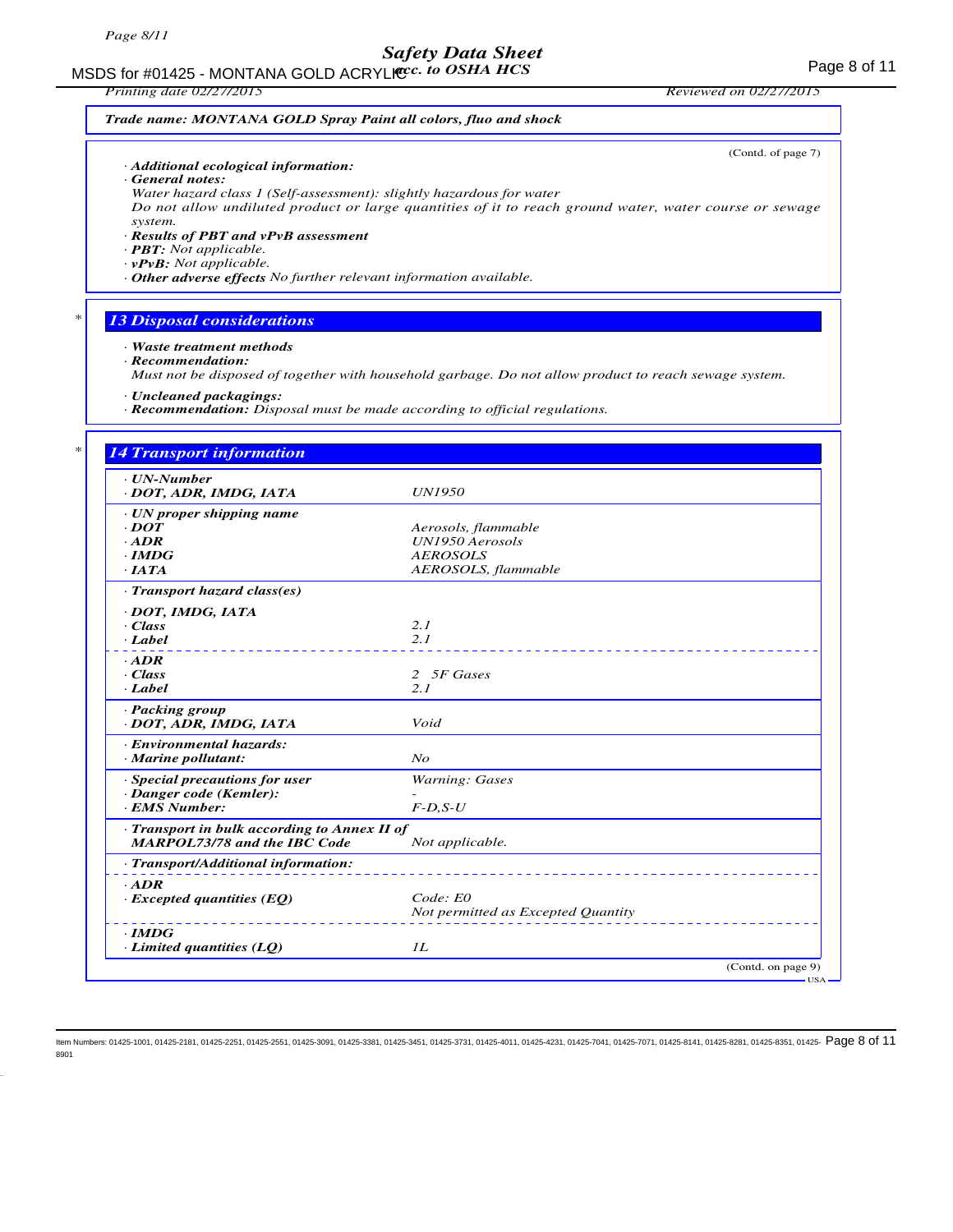**Trade name: MONTANA GOLD Spray Paint all colors, fluo and shock**

(Contd. of page 7)

· ***Additional ecological information:***
· ***General notes:***
*Water hazard class 1 (Self-assessment): slightly hazardous for water*
*Do not allow undiluted product or large quantities of it to reach ground water, water course or sewage system.*
· ***Results of PBT and vPvB assessment***
· ***PBT:*** *Not applicable.*
· ***vPvB:*** *Not applicable.*
· ***Other adverse effects*** *No further relevant information available.*

## 13 Disposal considerations

· ***Waste treatment methods***
· ***Recommendation:***
*Must not be disposed of together with household garbage. Do not allow product to reach sewage system.*

· ***Uncleaned packagings:***
· ***Recommendation:*** *Disposal must be made according to official regulations.*

## 14 Transport information

| | |
|---|---|
| · ***UN-Number*** | |
| · ***DOT, ADR, IMDG, IATA*** | *UN1950* |
| · ***UN proper shipping name*** | |
| · ***DOT*** | *Aerosols, flammable* |
| · ***ADR*** | *UN1950 Aerosols* |
| · ***IMDG*** | *AEROSOLS* |
| · ***IATA*** | *AEROSOLS, flammable* |
| · ***Transport hazard class(es)*** | |
| · ***DOT, IMDG, IATA*** | |
| · ***Class*** | *2.1* |
| · ***Label*** | *2.1* |
| · ***ADR*** | |
| · ***Class*** | *2 5F Gases* |
| · ***Label*** | *2.1* |
| · ***Packing group*** | |
| · ***DOT, ADR, IMDG, IATA*** | *Void* |
| · ***Environmental hazards:*** | |
| · ***Marine pollutant:*** | *No* |
| · ***Special precautions for user*** | *Warning: Gases* |
| · ***Danger code (Kemler):*** | *-* |
| · ***EMS Number:*** | *F-D,S-U* |
| · ***Transport in bulk according to Annex II of MARPOL73/78 and the IBC Code*** | *Not applicable.* |
| · ***Transport/Additional information:*** | |
| · ***ADR*** | |
| · ***Excepted quantities (EQ)*** | *Code: E0*<br>*Not permitted as Excepted Quantity* |
| · ***IMDG*** | |
| · ***Limited quantities (LQ)*** | *1L* |

(Contd. on page 9)

USA

Item Numbers: 01425-1001, 01425-2181, 01425-2251, 01425-2551, 01425-3091, 01425-3381, 01425-3451, 01425-3731, 01425-4011, 01425-4231, 01425-7041, 01425-7071, 01425-8141, 01425-8281, 01425-8351, 01425-8901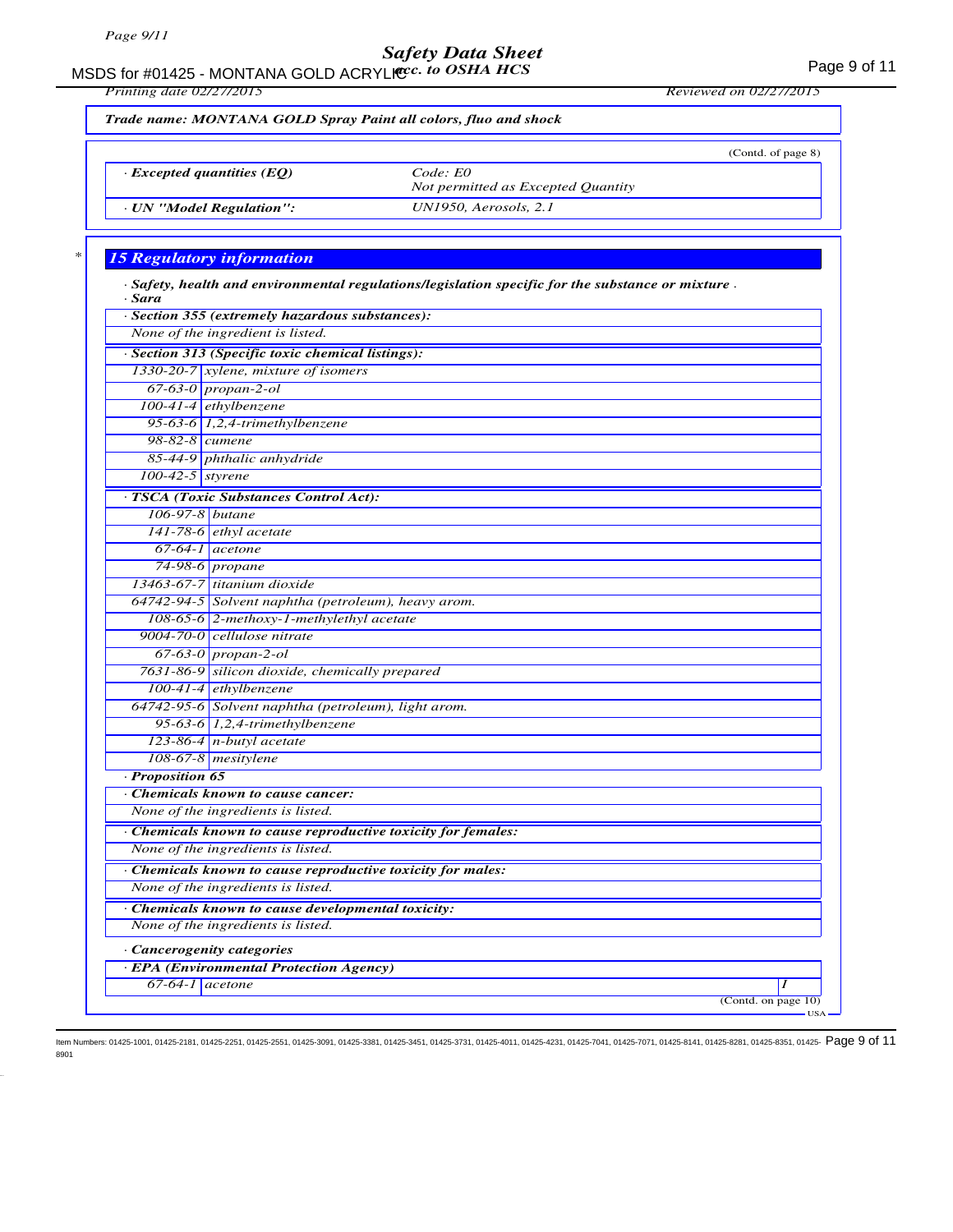*Trade name: MONTANA GOLD Spray Paint all colors, fluo and shock*

(Contd. of page 8)

| | |
|---|---|
| · **Excepted quantities (EQ)** | Code: E0<br>Not permitted as Excepted Quantity |
| · **UN "Model Regulation":** | UN1950, Aerosols, 2.1 |

\* 

## 15 Regulatory information

· ***Safety, health and environmental regulations/legislation specific for the substance or mixture*** ·
· ***Sara***

· ***Section 355 (extremely hazardous substances):***

None of the ingredient is listed.

· ***Section 313 (Specific toxic chemical listings):***

| | |
|---|---|
| 1330-20-7 | xylene, mixture of isomers |
| 67-63-0 | propan-2-ol |
| 100-41-4 | ethylbenzene |
| 95-63-6 | 1,2,4-trimethylbenzene |
| 98-82-8 | cumene |
| 85-44-9 | phthalic anhydride |
| 100-42-5 | styrene |

· ***TSCA (Toxic Substances Control Act):***

| | |
|---|---|
| 106-97-8 | butane |
| 141-78-6 | ethyl acetate |
| 67-64-1 | acetone |
| 74-98-6 | propane |
| 13463-67-7 | titanium dioxide |
| 64742-94-5 | Solvent naphtha (petroleum), heavy arom. |
| 108-65-6 | 2-methoxy-1-methylethyl acetate |
| 9004-70-0 | cellulose nitrate |
| 67-63-0 | propan-2-ol |
| 7631-86-9 | silicon dioxide, chemically prepared |
| 100-41-4 | ethylbenzene |
| 64742-95-6 | Solvent naphtha (petroleum), light arom. |
| 95-63-6 | 1,2,4-trimethylbenzene |
| 123-86-4 | n-butyl acetate |
| 108-67-8 | mesitylene |

· ***Proposition 65***

· ***Chemicals known to cause cancer:***

None of the ingredients is listed.

· ***Chemicals known to cause reproductive toxicity for females:***

None of the ingredients is listed.

· ***Chemicals known to cause reproductive toxicity for males:***

None of the ingredients is listed.

· ***Chemicals known to cause developmental toxicity:***

None of the ingredients is listed.

· ***Cancerogenity categories***

· ***EPA (Environmental Protection Agency)***

| | | |
|---|---|---|
| 67-64-1 | acetone | I |

(Contd. on page 10)

USA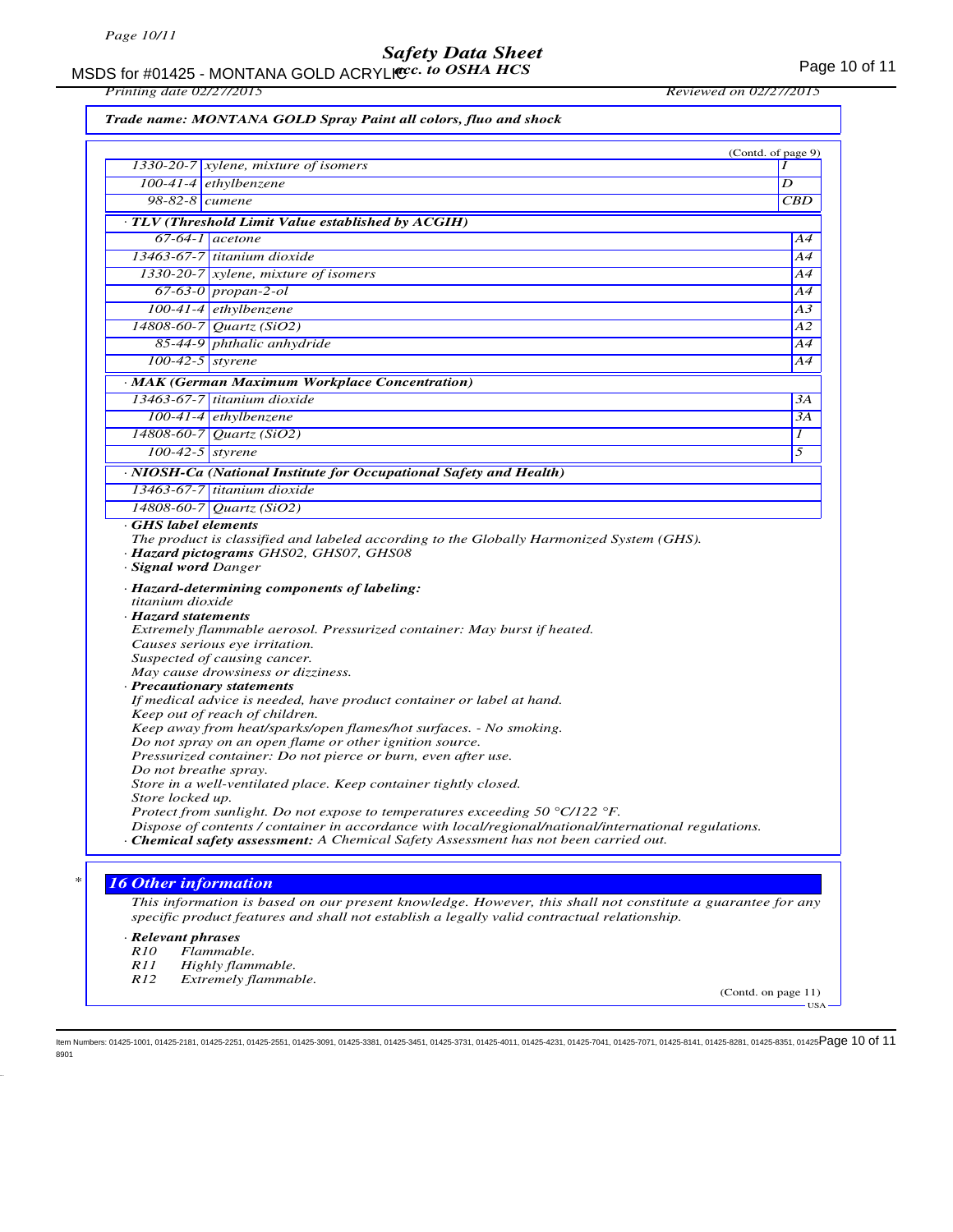**Trade name: MONTANA GOLD Spray Paint all colors, fluo and shock**

(Contd. of page 9)

| | | |
|---|---|---|
| 1330-20-7 | xylene, mixture of isomers | I |
| 100-41-4 | ethylbenzene | D |
| 98-82-8 | cumene | CBD |

· **TLV (Threshold Limit Value established by ACGIH)**

| | | |
|---|---|---|
| 67-64-1 | acetone | A4 |
| 13463-67-7 | titanium dioxide | A4 |
| 1330-20-7 | xylene, mixture of isomers | A4 |
| 67-63-0 | propan-2-ol | A4 |
| 100-41-4 | ethylbenzene | A3 |
| 14808-60-7 | Quartz ($SiO_2$) | A2 |
| 85-44-9 | phthalic anhydride | A4 |
| 100-42-5 | styrene | A4 |

· **MAK (German Maximum Workplace Concentration)**

| | | |
|---|---|---|
| 13463-67-7 | titanium dioxide | 3A |
| 100-41-4 | ethylbenzene | 3A |
| 14808-60-7 | Quartz ($SiO_2$) | 1 |
| 100-42-5 | styrene | 5 |

· **NIOSH-Ca (National Institute for Occupational Safety and Health)**

| | |
|---|---|
| 13463-67-7 | titanium dioxide |
| 14808-60-7 | Quartz ($SiO_2$) |

· **GHS label elements**

The product is classified and labeled according to the Globally Harmonized System (GHS).

· **Hazard pictograms** GHS02, GHS07, GHS08

· **Signal word** Danger

· **Hazard-determining components of labeling:**

titanium dioxide

· **Hazard statements**

Extremely flammable aerosol. Pressurized container: May burst if heated.
Causes serious eye irritation.
Suspected of causing cancer.
May cause drowsiness or dizziness.

· **Precautionary statements**

If medical advice is needed, have product container or label at hand.
Keep out of reach of children.
Keep away from heat/sparks/open flames/hot surfaces. - No smoking.
Do not spray on an open flame or other ignition source.
Pressurized container: Do not pierce or burn, even after use.
Do not breathe spray.
Store in a well-ventilated place. Keep container tightly closed.
Store locked up.
Protect from sunlight. Do not expose to temperatures exceeding 50 °C/122 °F.
Dispose of contents / container in accordance with local/regional/national/international regulations.

· **Chemical safety assessment:** A Chemical Safety Assessment has not been carried out.

## * 16 Other information

This information is based on our present knowledge. However, this shall not constitute a guarantee for any specific product features and shall not establish a legally valid contractual relationship.

· **Relevant phrases**

R10 Flammable.
R11 Highly flammable.
R12 Extremely flammable.

(Contd. on page 11)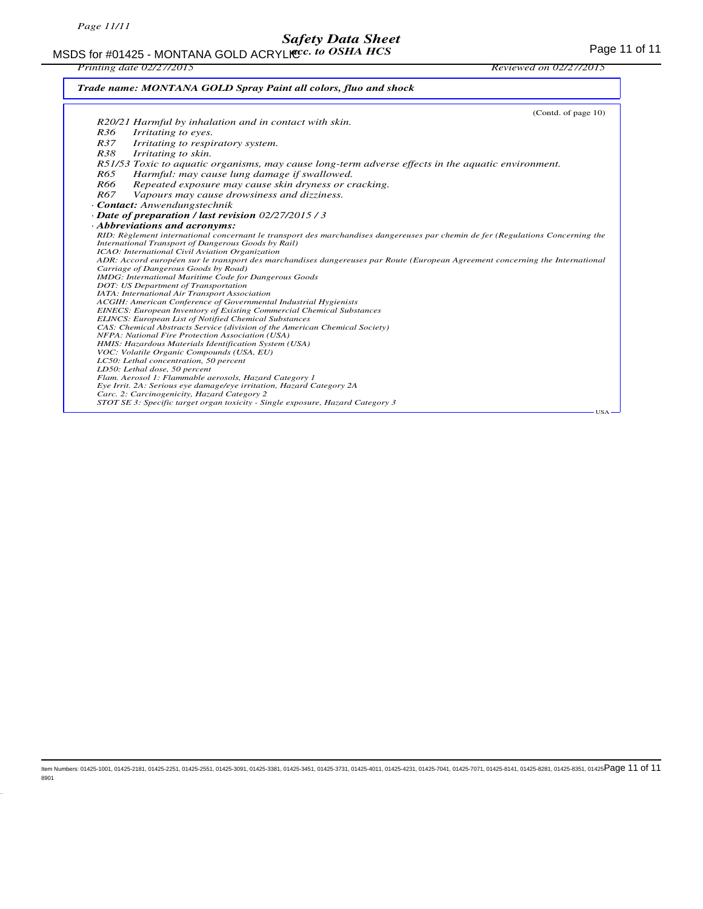**Trade name: MONTANA GOLD Spray Paint all colors, fluo and shock**

(Contd. of page 10)

*R20/21 Harmful by inhalation and in contact with skin.*
*R36 Irritating to eyes.*
*R37 Irritating to respiratory system.*
*R38 Irritating to skin.*
*R51/53 Toxic to aquatic organisms, may cause long-term adverse effects in the aquatic environment.*
*R65 Harmful: may cause lung damage if swallowed.*
*R66 Repeated exposure may cause skin dryness or cracking.*
*R67 Vapours may cause drowsiness and dizziness.*

· ***Contact:*** *Anwendungstechnik*

· ***Date of preparation / last revision*** *02/27/2015 / 3*

· ***Abbreviations and acronyms:***

*RID: Règlement international concernant le transport des marchandises dangereuses par chemin de fer (Regulations Concerning the International Transport of Dangerous Goods by Rail)*
*ICAO: International Civil Aviation Organization*
*ADR: Accord européen sur le transport des marchandises dangereuses par Route (European Agreement concerning the International Carriage of Dangerous Goods by Road)*
*IMDG: International Maritime Code for Dangerous Goods*
*DOT: US Department of Transportation*
*IATA: International Air Transport Association*
*ACGIH: American Conference of Governmental Industrial Hygienists*
*EINECS: European Inventory of Existing Commercial Chemical Substances*
*ELINCS: European List of Notified Chemical Substances*
*CAS: Chemical Abstracts Service (division of the American Chemical Society)*
*NFPA: National Fire Protection Association (USA)*
*HMIS: Hazardous Materials Identification System (USA)*
*VOC: Volatile Organic Compounds (USA, EU)*
*LC50: Lethal concentration, 50 percent*
*LD50: Lethal dose, 50 percent*
*Flam. Aerosol 1: Flammable aerosols, Hazard Category 1*
*Eye Irrit. 2A: Serious eye damage/eye irritation, Hazard Category 2A*
*Carc. 2: Carcinogenicity, Hazard Category 2*
*STOT SE 3: Specific target organ toxicity - Single exposure, Hazard Category 3*

USA

Item Numbers: 01425-1001, 01425-2181, 01425-2251, 01425-2551, 01425-3091, 01425-3381, 01425-3451, 01425-3731, 01425-4011, 01425-4231, 01425-7041, 01425-7071, 01425-8141, 01425-8281, 01425-8351, 01425-8901